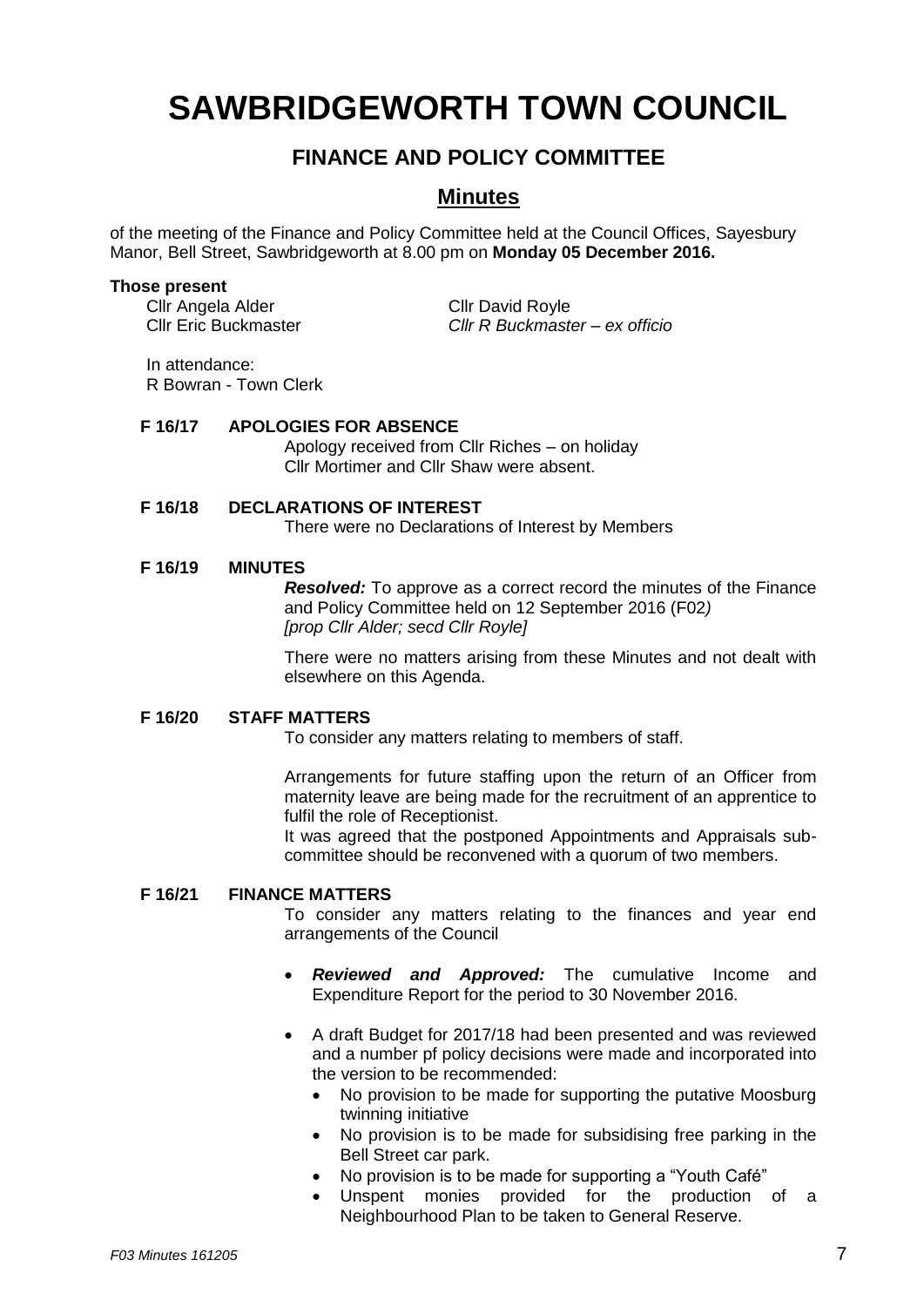# SAWBRIDGEWORTH TOWN COUNCIL

## FINANCE AND POLICY COMMITTEE

## Minutes

of the meeting of the Finance and Policy Committee held at the Council Offices, Sayesbury Manor, Bell Street, Sawbridgeworth at 8.00 pm on **Monday 05 December 2016.**

**Those present**

Cllr Angela Alder
Cllr Eric Buckmaster
Cllr David Royle
*Cllr R Buckmaster – ex officio*

In attendance:
R Bowran - Town Clerk

**F 16/17 APOLOGIES FOR ABSENCE**

Apology received from Cllr Riches – on holiday
Cllr Mortimer and Cllr Shaw were absent.

**F 16/18 DECLARATIONS OF INTEREST**

There were no Declarations of Interest by Members

**F 16/19 MINUTES**

***Resolved:*** To approve as a correct record the minutes of the Finance and Policy Committee held on 12 September 2016 (F02*)*
*[prop Cllr Alder; secd Cllr Royle]*

There were no matters arising from these Minutes and not dealt with elsewhere on this Agenda.

**F 16/20 STAFF MATTERS**

To consider any matters relating to members of staff.

Arrangements for future staffing upon the return of an Officer from maternity leave are being made for the recruitment of an apprentice to fulfil the role of Receptionist.
It was agreed that the postponed Appointments and Appraisals sub-committee should be reconvened with a quorum of two members.

**F 16/21 FINANCE MATTERS**

To consider any matters relating to the finances and year end arrangements of the Council

- ***Reviewed and Approved:*** The cumulative Income and Expenditure Report for the period to 30 November 2016.
- A draft Budget for 2017/18 had been presented and was reviewed and a number pf policy decisions were made and incorporated into the version to be recommended:
  - No provision to be made for supporting the putative Moosburg twinning initiative
  - No provision is to be made for subsidising free parking in the Bell Street car park.
  - No provision is to be made for supporting a "Youth Café"
  - Unspent monies provided for the production of a Neighbourhood Plan to be taken to General Reserve.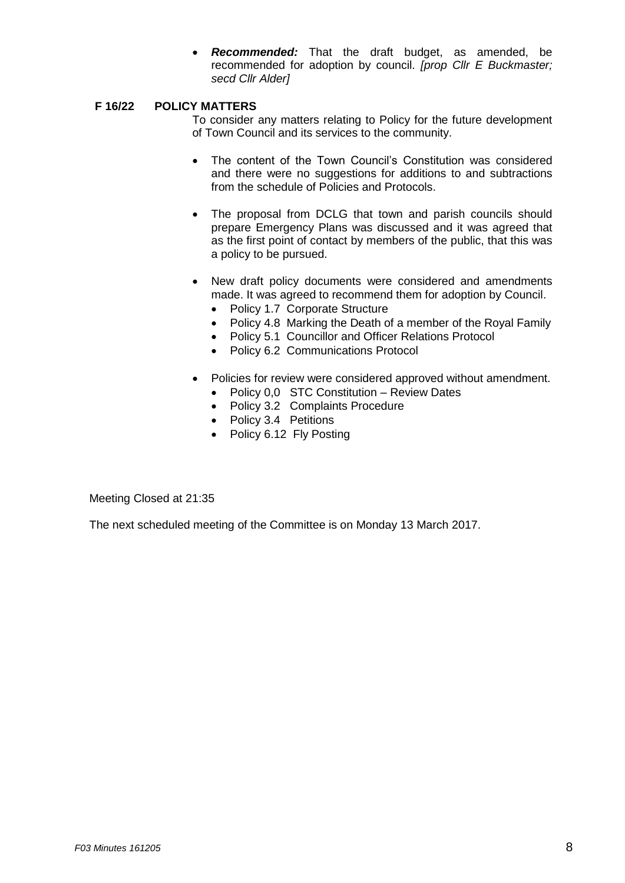- ***Recommended:*** That the draft budget, as amended, be recommended for adoption by council. *[prop Cllr E Buckmaster; secd Cllr Alder]*

**F 16/22 POLICY MATTERS**

To consider any matters relating to Policy for the future development of Town Council and its services to the community.

- The content of the Town Council's Constitution was considered and there were no suggestions for additions to and subtractions from the schedule of Policies and Protocols.

- The proposal from DCLG that town and parish councils should prepare Emergency Plans was discussed and it was agreed that as the first point of contact by members of the public, that this was a policy to be pursued.

- New draft policy documents were considered and amendments made. It was agreed to recommend them for adoption by Council.
  - Policy 1.7 Corporate Structure
  - Policy 4.8 Marking the Death of a member of the Royal Family
  - Policy 5.1 Councillor and Officer Relations Protocol
  - Policy 6.2 Communications Protocol

- Policies for review were considered approved without amendment.
  - Policy 0,0 STC Constitution – Review Dates
  - Policy 3.2 Complaints Procedure
  - Policy 3.4 Petitions
  - Policy 6.12 Fly Posting

Meeting Closed at 21:35

The next scheduled meeting of the Committee is on Monday 13 March 2017.